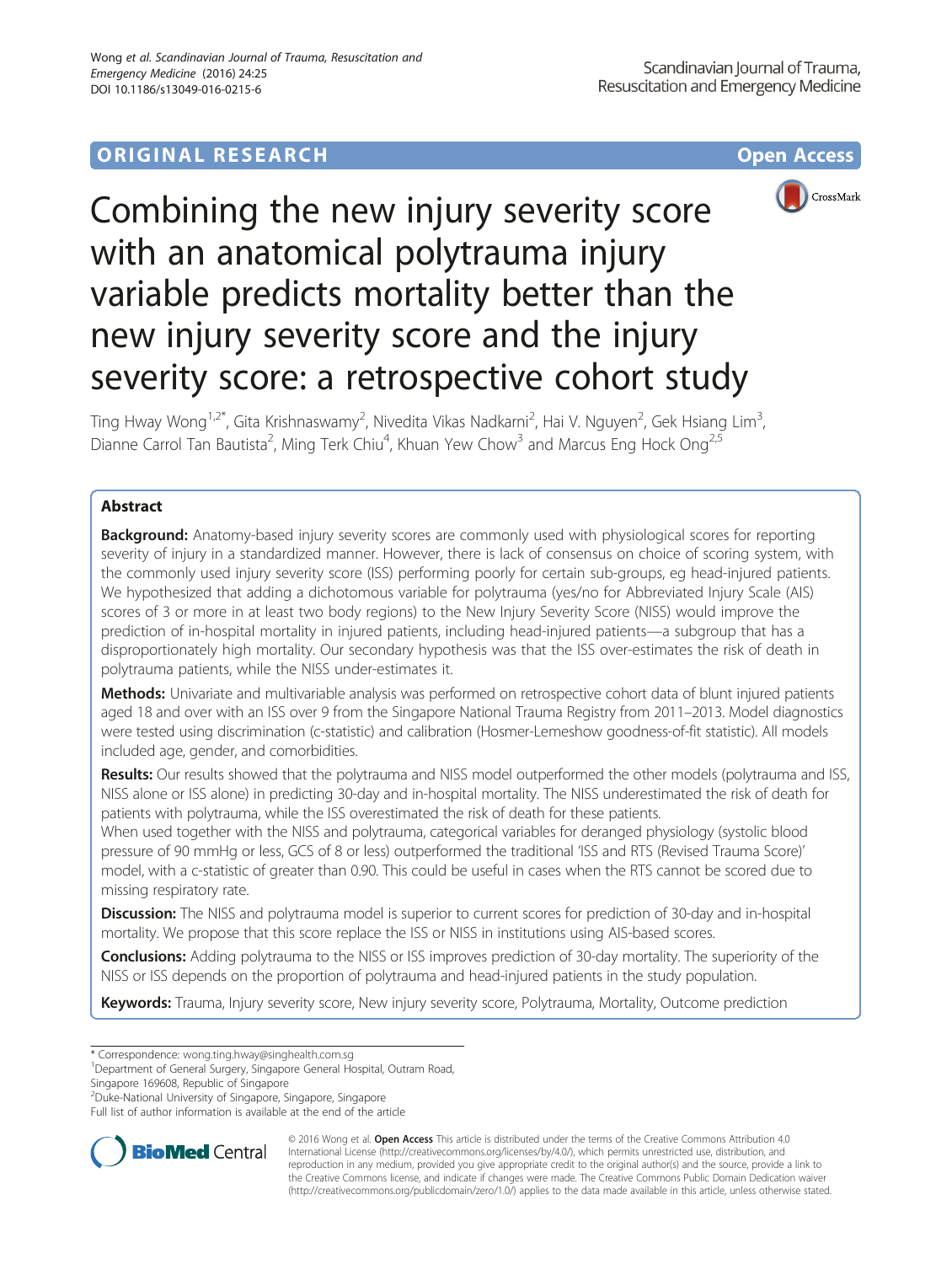ORIGINAL RESEARCH · Open Access

# Combining the new injury severity score with an anatomical polytrauma injury variable predicts mortality better than the new injury severity score and the injury severity score: a retrospective cohort study

Ting Hway Wong[1,2*], Gita Krishnaswamy[2], Nivedita Vikas Nadkarni[2], Hai V. Nguyen[2], Gek Hsiang Lim[3], Dianne Carrol Tan Bautista[2], Ming Terk Chiu[4], Khuan Yew Chow[3] and Marcus Eng Hock Ong[2,5]

## Abstract

**Background:** Anatomy-based injury severity scores are commonly used with physiological scores for reporting severity of injury in a standardized manner. However, there is lack of consensus on choice of scoring system, with the commonly used injury severity score (ISS) performing poorly for certain sub-groups, eg head-injured patients. We hypothesized that adding a dichotomous variable for polytrauma (yes/no for Abbreviated Injury Scale (AIS) scores of 3 or more in at least two body regions) to the New Injury Severity Score (NISS) would improve the prediction of in-hospital mortality in injured patients, including head-injured patients—a subgroup that has a disproportionately high mortality. Our secondary hypothesis was that the ISS over-estimates the risk of death in polytrauma patients, while the NISS under-estimates it.

**Methods:** Univariate and multivariable analysis was performed on retrospective cohort data of blunt injured patients aged 18 and over with an ISS over 9 from the Singapore National Trauma Registry from 2011–2013. Model diagnostics were tested using discrimination (c-statistic) and calibration (Hosmer-Lemeshow goodness-of-fit statistic). All models included age, gender, and comorbidities.

**Results:** Our results showed that the polytrauma and NISS model outperformed the other models (polytrauma and ISS, NISS alone or ISS alone) in predicting 30-day and in-hospital mortality. The NISS underestimated the risk of death for patients with polytrauma, while the ISS overestimated the risk of death for these patients.

When used together with the NISS and polytrauma, categorical variables for deranged physiology (systolic blood pressure of 90 mmHg or less, GCS of 8 or less) outperformed the traditional 'ISS and RTS (Revised Trauma Score)' model, with a c-statistic of greater than 0.90. This could be useful in cases when the RTS cannot be scored due to missing respiratory rate.

**Discussion:** The NISS and polytrauma model is superior to current scores for prediction of 30-day and in-hospital mortality. We propose that this score replace the ISS or NISS in institutions using AIS-based scores.

**Conclusions:** Adding polytrauma to the NISS or ISS improves prediction of 30-day mortality. The superiority of the NISS or ISS depends on the proportion of polytrauma and head-injured patients in the study population.

**Keywords:** Trauma, Injury severity score, New injury severity score, Polytrauma, Mortality, Outcome prediction

---

\* Correspondence: wong.ting.hway@singhealth.com.sg

[1]Department of General Surgery, Singapore General Hospital, Outram Road, Singapore 169608, Republic of Singapore

[2]Duke-National University of Singapore, Singapore, Singapore

Full list of author information is available at the end of the article

© 2016 Wong et al. **Open Access** This article is distributed under the terms of the Creative Commons Attribution 4.0 International License (http://creativecommons.org/licenses/by/4.0/), which permits unrestricted use, distribution, and reproduction in any medium, provided you give appropriate credit to the original author(s) and the source, provide a link to the Creative Commons license, and indicate if changes were made. The Creative Commons Public Domain Dedication waiver (http://creativecommons.org/publicdomain/zero/1.0/) applies to the data made available in this article, unless otherwise stated.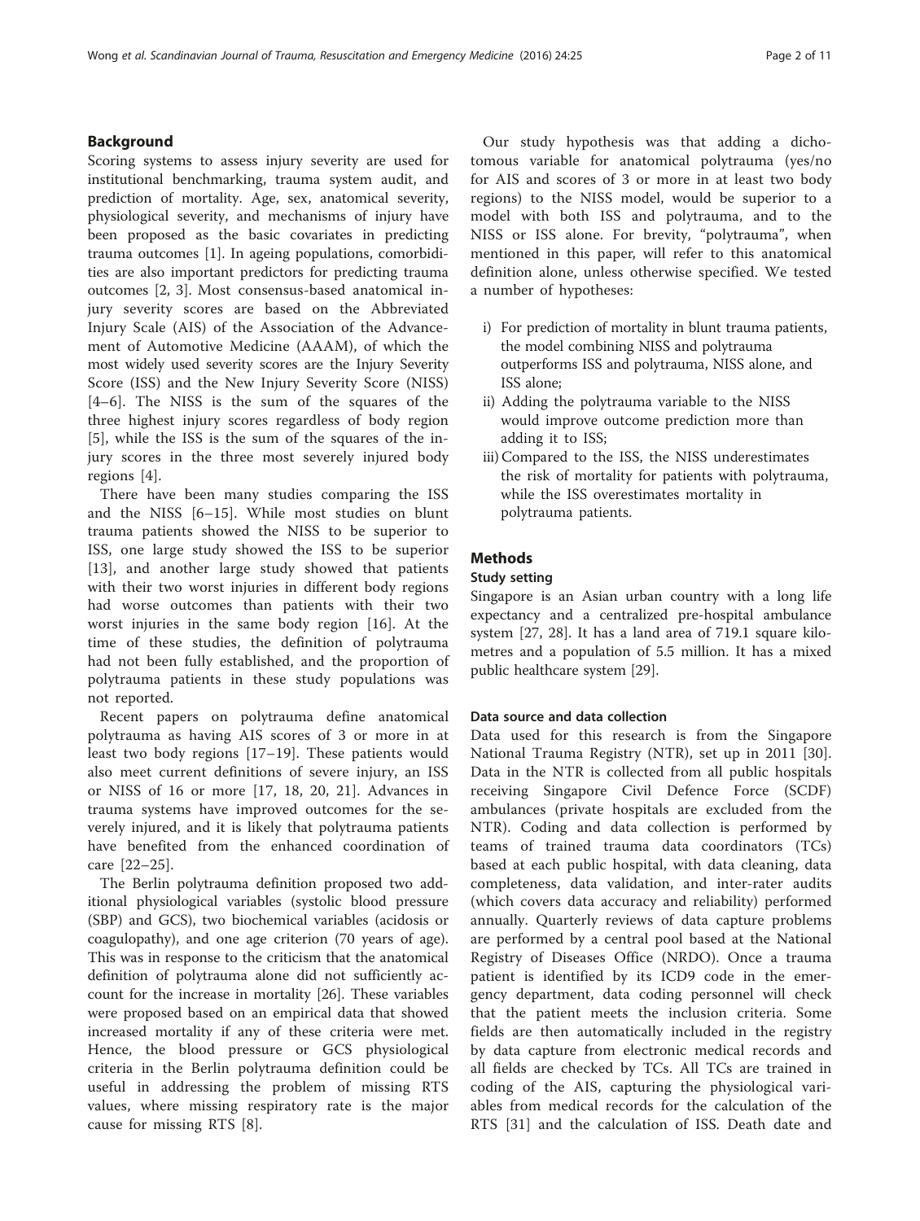## Background

Scoring systems to assess injury severity are used for institutional benchmarking, trauma system audit, and prediction of mortality. Age, sex, anatomical severity, physiological severity, and mechanisms of injury have been proposed as the basic covariates in predicting trauma outcomes [1]. In ageing populations, comorbidities are also important predictors for predicting trauma outcomes [2, 3]. Most consensus-based anatomical injury severity scores are based on the Abbreviated Injury Scale (AIS) of the Association of the Advancement of Automotive Medicine (AAAM), of which the most widely used severity scores are the Injury Severity Score (ISS) and the New Injury Severity Score (NISS) [4–6]. The NISS is the sum of the squares of the three highest injury scores regardless of body region [5], while the ISS is the sum of the squares of the injury scores in the three most severely injured body regions [4].

There have been many studies comparing the ISS and the NISS [6–15]. While most studies on blunt trauma patients showed the NISS to be superior to ISS, one large study showed the ISS to be superior [13], and another large study showed that patients with their two worst injuries in different body regions had worse outcomes than patients with their two worst injuries in the same body region [16]. At the time of these studies, the definition of polytrauma had not been fully established, and the proportion of polytrauma patients in these study populations was not reported.

Recent papers on polytrauma define anatomical polytrauma as having AIS scores of 3 or more in at least two body regions [17–19]. These patients would also meet current definitions of severe injury, an ISS or NISS of 16 or more [17, 18, 20, 21]. Advances in trauma systems have improved outcomes for the severely injured, and it is likely that polytrauma patients have benefited from the enhanced coordination of care [22–25].

The Berlin polytrauma definition proposed two additional physiological variables (systolic blood pressure (SBP) and GCS), two biochemical variables (acidosis or coagulopathy), and one age criterion (70 years of age). This was in response to the criticism that the anatomical definition of polytrauma alone did not sufficiently account for the increase in mortality [26]. These variables were proposed based on an empirical data that showed increased mortality if any of these criteria were met. Hence, the blood pressure or GCS physiological criteria in the Berlin polytrauma definition could be useful in addressing the problem of missing RTS values, where missing respiratory rate is the major cause for missing RTS [8].

Our study hypothesis was that adding a dichotomous variable for anatomical polytrauma (yes/no for AIS and scores of 3 or more in at least two body regions) to the NISS model, would be superior to a model with both ISS and polytrauma, and to the NISS or ISS alone. For brevity, "polytrauma", when mentioned in this paper, will refer to this anatomical definition alone, unless otherwise specified. We tested a number of hypotheses:

i) For prediction of mortality in blunt trauma patients, the model combining NISS and polytrauma outperforms ISS and polytrauma, NISS alone, and ISS alone;
ii) Adding the polytrauma variable to the NISS would improve outcome prediction more than adding it to ISS;
iii) Compared to the ISS, the NISS underestimates the risk of mortality for patients with polytrauma, while the ISS overestimates mortality in polytrauma patients.

## Methods

### Study setting

Singapore is an Asian urban country with a long life expectancy and a centralized pre-hospital ambulance system [27, 28]. It has a land area of 719.1 square kilometres and a population of 5.5 million. It has a mixed public healthcare system [29].

### Data source and data collection

Data used for this research is from the Singapore National Trauma Registry (NTR), set up in 2011 [30]. Data in the NTR is collected from all public hospitals receiving Singapore Civil Defence Force (SCDF) ambulances (private hospitals are excluded from the NTR). Coding and data collection is performed by teams of trained trauma data coordinators (TCs) based at each public hospital, with data cleaning, data completeness, data validation, and inter-rater audits (which covers data accuracy and reliability) performed annually. Quarterly reviews of data capture problems are performed by a central pool based at the National Registry of Diseases Office (NRDO). Once a trauma patient is identified by its ICD9 code in the emergency department, data coding personnel will check that the patient meets the inclusion criteria. Some fields are then automatically included in the registry by data capture from electronic medical records and all fields are checked by TCs. All TCs are trained in coding of the AIS, capturing the physiological variables from medical records for the calculation of the RTS [31] and the calculation of ISS. Death date and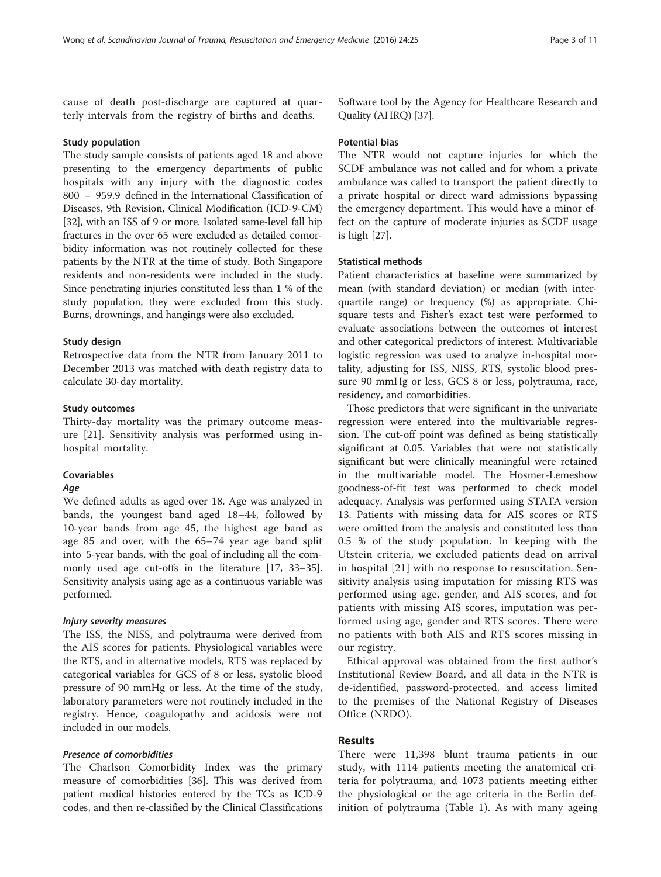cause of death post-discharge are captured at quarterly intervals from the registry of births and deaths.

### Study population

The study sample consists of patients aged 18 and above presenting to the emergency departments of public hospitals with any injury with the diagnostic codes 800 – 959.9 defined in the International Classification of Diseases, 9th Revision, Clinical Modification (ICD-9-CM) [32], with an ISS of 9 or more. Isolated same-level fall hip fractures in the over 65 were excluded as detailed comorbidity information was not routinely collected for these patients by the NTR at the time of study. Both Singapore residents and non-residents were included in the study. Since penetrating injuries constituted less than 1 % of the study population, they were excluded from this study. Burns, drownings, and hangings were also excluded.

### Study design

Retrospective data from the NTR from January 2011 to December 2013 was matched with death registry data to calculate 30-day mortality.

### Study outcomes

Thirty-day mortality was the primary outcome measure [21]. Sensitivity analysis was performed using in-hospital mortality.

### Covariables

#### *Age*

We defined adults as aged over 18. Age was analyzed in bands, the youngest band aged 18–44, followed by 10-year bands from age 45, the highest age band as age 85 and over, with the 65–74 year age band split into 5-year bands, with the goal of including all the commonly used age cut-offs in the literature [17, 33–35]. Sensitivity analysis using age as a continuous variable was performed.

#### *Injury severity measures*

The ISS, the NISS, and polytrauma were derived from the AIS scores for patients. Physiological variables were the RTS, and in alternative models, RTS was replaced by categorical variables for GCS of 8 or less, systolic blood pressure of 90 mmHg or less. At the time of the study, laboratory parameters were not routinely included in the registry. Hence, coagulopathy and acidosis were not included in our models.

#### *Presence of comorbidities*

The Charlson Comorbidity Index was the primary measure of comorbidities [36]. This was derived from patient medical histories entered by the TCs as ICD-9 codes, and then re-classified by the Clinical Classifications Software tool by the Agency for Healthcare Research and Quality (AHRQ) [37].

### Potential bias

The NTR would not capture injuries for which the SCDF ambulance was not called and for whom a private ambulance was called to transport the patient directly to a private hospital or direct ward admissions bypassing the emergency department. This would have a minor effect on the capture of moderate injuries as SCDF usage is high [27].

### Statistical methods

Patient characteristics at baseline were summarized by mean (with standard deviation) or median (with interquartile range) or frequency (%) as appropriate. Chi-square tests and Fisher's exact test were performed to evaluate associations between the outcomes of interest and other categorical predictors of interest. Multivariable logistic regression was used to analyze in-hospital mortality, adjusting for ISS, NISS, RTS, systolic blood pressure 90 mmHg or less, GCS 8 or less, polytrauma, race, residency, and comorbidities.

Those predictors that were significant in the univariate regression were entered into the multivariable regression. The cut-off point was defined as being statistically significant at 0.05. Variables that were not statistically significant but were clinically meaningful were retained in the multivariable model. The Hosmer-Lemeshow goodness-of-fit test was performed to check model adequacy. Analysis was performed using STATA version 13. Patients with missing data for AIS scores or RTS were omitted from the analysis and constituted less than 0.5 % of the study population. In keeping with the Utstein criteria, we excluded patients dead on arrival in hospital [21] with no response to resuscitation. Sensitivity analysis using imputation for missing RTS was performed using age, gender, and AIS scores, and for patients with missing AIS scores, imputation was performed using age, gender and RTS scores. There were no patients with both AIS and RTS scores missing in our registry.

Ethical approval was obtained from the first author's Institutional Review Board, and all data in the NTR is de-identified, password-protected, and access limited to the premises of the National Registry of Diseases Office (NRDO).

## Results

There were 11,398 blunt trauma patients in our study, with 1114 patients meeting the anatomical criteria for polytrauma, and 1073 patients meeting either the physiological or the age criteria in the Berlin definition of polytrauma (Table 1). As with many ageing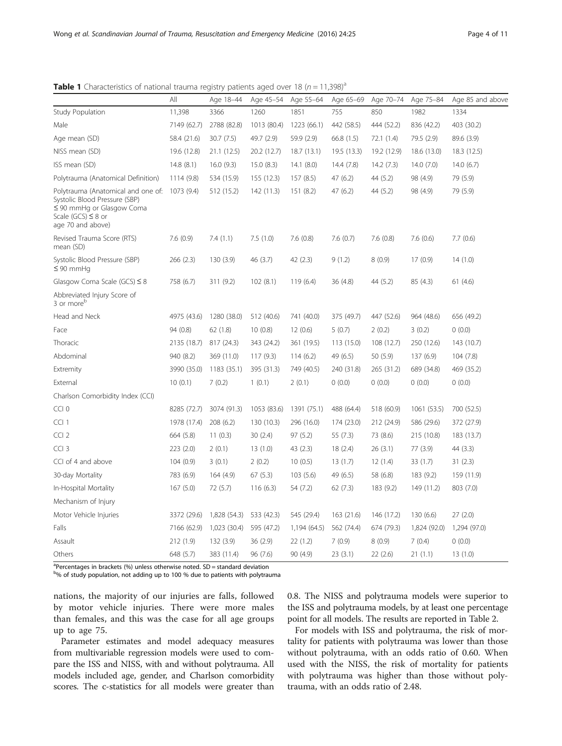**Table 1** Characteristics of national trauma registry patients aged over 18 ($n = 11{,}398$)[a]

| | All | Age 18–44 | Age 45–54 | Age 55–64 | Age 65–69 | Age 70–74 | Age 75–84 | Age 85 and above |
|---|---|---|---|---|---|---|---|---|
| Study Population | 11,398 | 3366 | 1260 | 1851 | 755 | 850 | 1982 | 1334 |
| Male | 7149 (62.7) | 2788 (82.8) | 1013 (80.4) | 1223 (66.1) | 442 (58.5) | 444 (52.2) | 836 (42.2) | 403 (30.2) |
| Age mean (SD) | 58.4 (21.6) | 30.7 (7.5) | 49.7 (2.9) | 59.9 (2.9) | 66.8 (1.5) | 72.1 (1.4) | 79.5 (2.9) | 89.6 (3.9) |
| NISS mean (SD) | 19.6 (12.8) | 21.1 (12.5) | 20.2 (12.7) | 18.7 (13.1) | 19.5 (13.3) | 19.2 (12.9) | 18.6 (13.0) | 18.3 (12.5) |
| ISS mean (SD) | 14.8 (8.1) | 16.0 (9.3) | 15.0 (8.3) | 14.1 (8.0) | 14.4 (7.8) | 14.2 (7.3) | 14.0 (7.0) | 14.0 (6.7) |
| Polytrauma (Anatomical Definition) | 1114 (9.8) | 534 (15.9) | 155 (12.3) | 157 (8.5) | 47 (6.2) | 44 (5.2) | 98 (4.9) | 79 (5.9) |
| Polytrauma (Anatomical and one of: Systolic Blood Pressure (SBP) ≤ 90 mmHg or Glasgow Coma Scale (GCS) ≤ 8 or age 70 and above) | 1073 (9.4) | 512 (15.2) | 142 (11.3) | 151 (8.2) | 47 (6.2) | 44 (5.2) | 98 (4.9) | 79 (5.9) |
| Revised Trauma Score (RTS) mean (SD) | 7.6 (0.9) | 7.4 (1.1) | 7.5 (1.0) | 7.6 (0.8) | 7.6 (0.7) | 7.6 (0.8) | 7.6 (0.6) | 7.7 (0.6) |
| Systolic Blood Pressure (SBP) ≤ 90 mmHg | 266 (2.3) | 130 (3.9) | 46 (3.7) | 42 (2.3) | 9 (1.2) | 8 (0.9) | 17 (0.9) | 14 (1.0) |
| Glasgow Coma Scale (GCS) ≤ 8 | 758 (6.7) | 311 (9.2) | 102 (8.1) | 119 (6.4) | 36 (4.8) | 44 (5.2) | 85 (4.3) | 61 (4.6) |
| Abbreviated Injury Score of 3 or more[b] | | | | | | | | |
| Head and Neck | 4975 (43.6) | 1280 (38.0) | 512 (40.6) | 741 (40.0) | 375 (49.7) | 447 (52.6) | 964 (48.6) | 656 (49.2) |
| Face | 94 (0.8) | 62 (1.8) | 10 (0.8) | 12 (0.6) | 5 (0.7) | 2 (0.2) | 3 (0.2) | 0 (0.0) |
| Thoracic | 2135 (18.7) | 817 (24.3) | 343 (24.2) | 361 (19.5) | 113 (15.0) | 108 (12.7) | 250 (12.6) | 143 (10.7) |
| Abdominal | 940 (8.2) | 369 (11.0) | 117 (9.3) | 114 (6.2) | 49 (6.5) | 50 (5.9) | 137 (6.9) | 104 (7.8) |
| Extremity | 3990 (35.0) | 1183 (35.1) | 395 (31.3) | 749 (40.5) | 240 (31.8) | 265 (31.2) | 689 (34.8) | 469 (35.2) |
| External | 10 (0.1) | 7 (0.2) | 1 (0.1) | 2 (0.1) | 0 (0.0) | 0 (0.0) | 0 (0.0) | 0 (0.0) |
| Charlson Comorbidity Index (CCI) | | | | | | | | |
| CCI 0 | 8285 (72.7) | 3074 (91.3) | 1053 (83.6) | 1391 (75.1) | 488 (64.4) | 518 (60.9) | 1061 (53.5) | 700 (52.5) |
| CCI 1 | 1978 (17.4) | 208 (6.2) | 130 (10.3) | 296 (16.0) | 174 (23.0) | 212 (24.9) | 586 (29.6) | 372 (27.9) |
| CCI 2 | 664 (5.8) | 11 (0.3) | 30 (2.4) | 97 (5.2) | 55 (7.3) | 73 (8.6) | 215 (10.8) | 183 (13.7) |
| CCI 3 | 223 (2.0) | 2 (0.1) | 13 (1.0) | 43 (2.3) | 18 (2.4) | 26 (3.1) | 77 (3.9) | 44 (3.3) |
| CCI of 4 and above | 104 (0.9) | 3 (0.1) | 2 (0.2) | 10 (0.5) | 13 (1.7) | 12 (1.4) | 33 (1.7) | 31 (2.3) |
| 30-day Mortality | 783 (6.9) | 164 (4.9) | 67 (5.3) | 103 (5.6) | 49 (6.5) | 58 (6.8) | 183 (9.2) | 159 (11.9) |
| In-Hospital Mortality | 167 (5.0) | 72 (5.7) | 116 (6.3) | 54 (7.2) | 62 (7.3) | 183 (9.2) | 149 (11.2) | 803 (7.0) |
| Mechanism of Injury | | | | | | | | |
| Motor Vehicle Injuries | 3372 (29.6) | 1,828 (54.3) | 533 (42.3) | 545 (29.4) | 163 (21.6) | 146 (17.2) | 130 (6.6) | 27 (2.0) |
| Falls | 7166 (62.9) | 1,023 (30.4) | 595 (47.2) | 1,194 (64.5) | 562 (74.4) | 674 (79.3) | 1,824 (92.0) | 1,294 (97.0) |
| Assault | 212 (1.9) | 132 (3.9) | 36 (2.9) | 22 (1.2) | 7 (0.9) | 8 (0.9) | 7 (0.4) | 0 (0.0) |
| Others | 648 (5.7) | 383 (11.4) | 96 (7.6) | 90 (4.9) | 23 (3.1) | 22 (2.6) | 21 (1.1) | 13 (1.0) |

[a]Percentages in brackets (%) unless otherwise noted. SD = standard deviation
[b]% of study population, not adding up to 100 % due to patients with polytrauma

nations, the majority of our injuries are falls, followed by motor vehicle injuries. There were more males than females, and this was the case for all age groups up to age 75.

Parameter estimates and model adequacy measures from multivariable regression models were used to compare the ISS and NISS, with and without polytrauma. All models included age, gender, and Charlson comorbidity scores. The c-statistics for all models were greater than 0.8. The NISS and polytrauma models were superior to the ISS and polytrauma models, by at least one percentage point for all models. The results are reported in Table 2.

For models with ISS and polytrauma, the risk of mortality for patients with polytrauma was lower than those without polytrauma, with an odds ratio of 0.60. When used with the NISS, the risk of mortality for patients with polytrauma was higher than those without polytrauma, with an odds ratio of 2.48.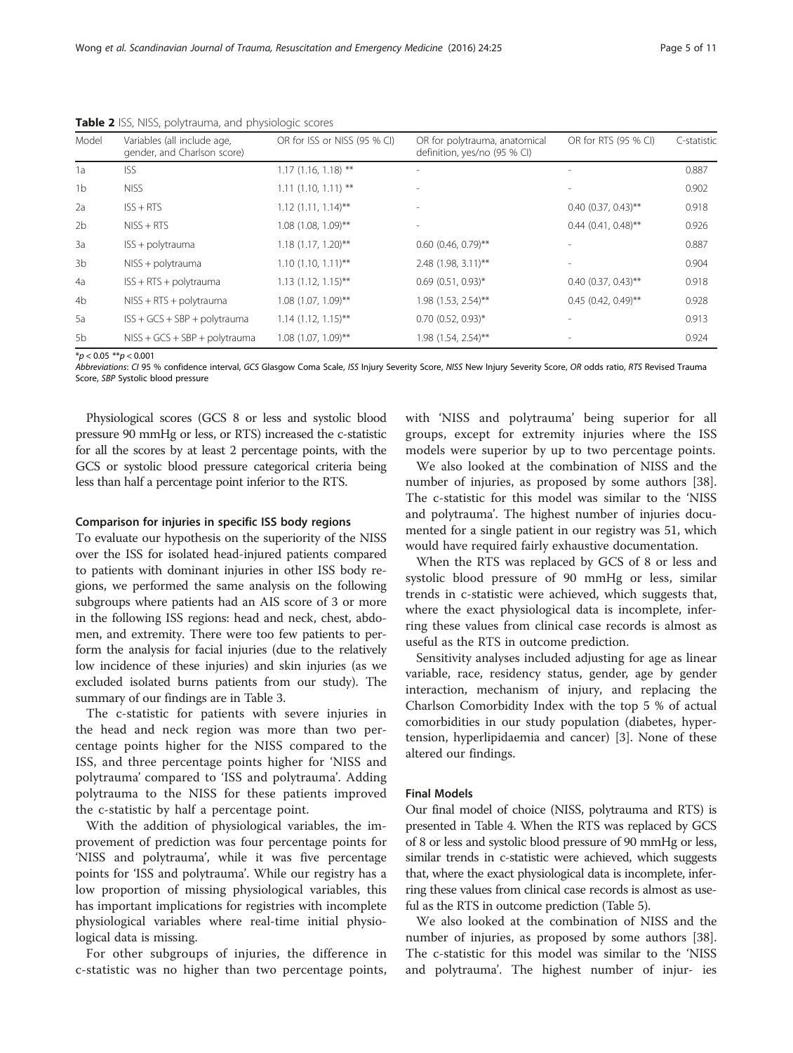**Table 2** ISS, NISS, polytrauma, and physiologic scores

| Model | Variables (all include age, gender, and Charlson score) | OR for ISS or NISS (95 % CI) | OR for polytrauma, anatomical definition, yes/no (95 % CI) | OR for RTS (95 % CI) | C-statistic |
|---|---|---|---|---|---|
| 1a | ISS | 1.17 (1.16, 1.18) ** | - | - | 0.887 |
| 1b | NISS | 1.11 (1.10, 1.11) ** | - | - | 0.902 |
| 2a | ISS + RTS | 1.12 (1.11, 1.14)** | - | 0.40 (0.37, 0.43)** | 0.918 |
| 2b | NISS + RTS | 1.08 (1.08, 1.09)** | - | 0.44 (0.41, 0.48)** | 0.926 |
| 3a | ISS + polytrauma | 1.18 (1.17, 1.20)** | 0.60 (0.46, 0.79)** | - | 0.887 |
| 3b | NISS + polytrauma | 1.10 (1.10, 1.11)** | 2.48 (1.98, 3.11)** | - | 0.904 |
| 4a | ISS + RTS + polytrauma | 1.13 (1.12, 1.15)** | 0.69 (0.51, 0.93)* | 0.40 (0.37, 0.43)** | 0.918 |
| 4b | NISS + RTS + polytrauma | 1.08 (1.07, 1.09)** | 1.98 (1.53, 2.54)** | 0.45 (0.42, 0.49)** | 0.928 |
| 5a | ISS + GCS + SBP + polytrauma | 1.14 (1.12, 1.15)** | 0.70 (0.52, 0.93)* | - | 0.913 |
| 5b | NISS + GCS + SBP + polytrauma | 1.08 (1.07, 1.09)** | 1.98 (1.54, 2.54)** | - | 0.924 |

*$p < 0.05$ **$p < 0.001$

*Abbreviations*: *CI* 95 % confidence interval, *GCS* Glasgow Coma Scale, *ISS* Injury Severity Score, *NISS* New Injury Severity Score, *OR* odds ratio, *RTS* Revised Trauma Score, *SBP* Systolic blood pressure

Physiological scores (GCS 8 or less and systolic blood pressure 90 mmHg or less, or RTS) increased the c-statistic for all the scores by at least 2 percentage points, with the GCS or systolic blood pressure categorical criteria being less than half a percentage point inferior to the RTS.

#### Comparison for injuries in specific ISS body regions

To evaluate our hypothesis on the superiority of the NISS over the ISS for isolated head-injured patients compared to patients with dominant injuries in other ISS body regions, we performed the same analysis on the following subgroups where patients had an AIS score of 3 or more in the following ISS regions: head and neck, chest, abdomen, and extremity. There were too few patients to perform the analysis for facial injuries (due to the relatively low incidence of these injuries) and skin injuries (as we excluded isolated burns patients from our study). The summary of our findings are in Table 3.

The c-statistic for patients with severe injuries in the head and neck region was more than two percentage points higher for the NISS compared to the ISS, and three percentage points higher for 'NISS and polytrauma' compared to 'ISS and polytrauma'. Adding polytrauma to the NISS for these patients improved the c-statistic by half a percentage point.

With the addition of physiological variables, the improvement of prediction was four percentage points for 'NISS and polytrauma', while it was five percentage points for 'ISS and polytrauma'. While our registry has a low proportion of missing physiological variables, this has important implications for registries with incomplete physiological variables where real-time initial physiological data is missing.

For other subgroups of injuries, the difference in c-statistic was no higher than two percentage points, with 'NISS and polytrauma' being superior for all groups, except for extremity injuries where the ISS models were superior by up to two percentage points.

We also looked at the combination of NISS and the number of injuries, as proposed by some authors [38]. The c-statistic for this model was similar to the 'NISS and polytrauma'. The highest number of injuries documented for a single patient in our registry was 51, which would have required fairly exhaustive documentation.

When the RTS was replaced by GCS of 8 or less and systolic blood pressure of 90 mmHg or less, similar trends in c-statistic were achieved, which suggests that, where the exact physiological data is incomplete, inferring these values from clinical case records is almost as useful as the RTS in outcome prediction.

Sensitivity analyses included adjusting for age as linear variable, race, residency status, gender, age by gender interaction, mechanism of injury, and replacing the Charlson Comorbidity Index with the top 5 % of actual comorbidities in our study population (diabetes, hypertension, hyperlipidaemia and cancer) [3]. None of these altered our findings.

#### Final Models

Our final model of choice (NISS, polytrauma and RTS) is presented in Table 4. When the RTS was replaced by GCS of 8 or less and systolic blood pressure of 90 mmHg or less, similar trends in c-statistic were achieved, which suggests that, where the exact physiological data is incomplete, inferring these values from clinical case records is almost as useful as the RTS in outcome prediction (Table 5).

We also looked at the combination of NISS and the number of injuries, as proposed by some authors [38]. The c-statistic for this model was similar to the 'NISS and polytrauma'. The highest number of injur- ies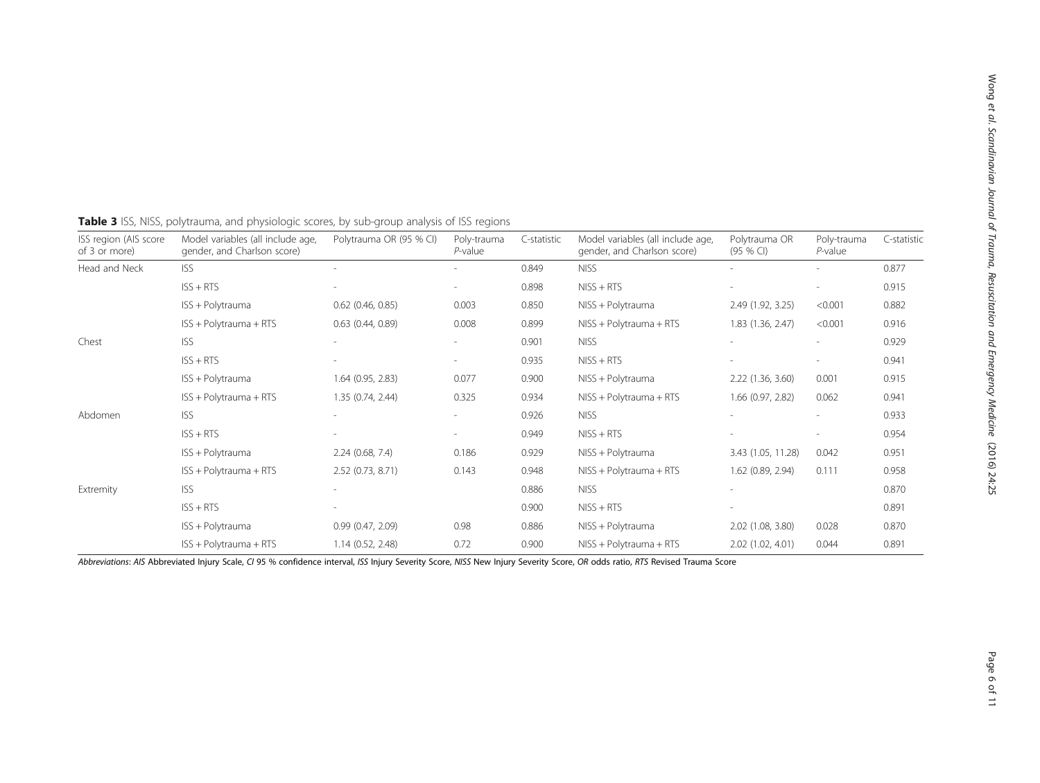**Table 3** ISS, NISS, polytrauma, and physiologic scores, by sub-group analysis of ISS regions

| ISS region (AIS score of 3 or more) | Model variables (all include age, gender, and Charlson score) | Polytrauma OR (95 % CI) | Poly-trauma *P*-value | C-statistic | Model variables (all include age, gender, and Charlson score) | Polytrauma OR (95 % CI) | Poly-trauma *P*-value | C-statistic |
|---|---|---|---|---|---|---|---|---|
| Head and Neck | ISS | - | - | 0.849 | NISS | - | - | 0.877 |
| | ISS + RTS | - | - | 0.898 | NISS + RTS | - | - | 0.915 |
| | ISS + Polytrauma | 0.62 (0.46, 0.85) | 0.003 | 0.850 | NISS + Polytrauma | 2.49 (1.92, 3.25) | <0.001 | 0.882 |
| | ISS + Polytrauma + RTS | 0.63 (0.44, 0.89) | 0.008 | 0.899 | NISS + Polytrauma + RTS | 1.83 (1.36, 2.47) | <0.001 | 0.916 |
| Chest | ISS | - | - | 0.901 | NISS | - | - | 0.929 |
| | ISS + RTS | - | - | 0.935 | NISS + RTS | - | - | 0.941 |
| | ISS + Polytrauma | 1.64 (0.95, 2.83) | 0.077 | 0.900 | NISS + Polytrauma | 2.22 (1.36, 3.60) | 0.001 | 0.915 |
| | ISS + Polytrauma + RTS | 1.35 (0.74, 2.44) | 0.325 | 0.934 | NISS + Polytrauma + RTS | 1.66 (0.97, 2.82) | 0.062 | 0.941 |
| Abdomen | ISS | - | - | 0.926 | NISS | - | - | 0.933 |
| | ISS + RTS | - | - | 0.949 | NISS + RTS | - | - | 0.954 |
| | ISS + Polytrauma | 2.24 (0.68, 7.4) | 0.186 | 0.929 | NISS + Polytrauma | 3.43 (1.05, 11.28) | 0.042 | 0.951 |
| | ISS + Polytrauma + RTS | 2.52 (0.73, 8.71) | 0.143 | 0.948 | NISS + Polytrauma + RTS | 1.62 (0.89, 2.94) | 0.111 | 0.958 |
| Extremity | ISS | - | | 0.886 | NISS | - | | 0.870 |
| | ISS + RTS | - | | 0.900 | NISS + RTS | - | | 0.891 |
| | ISS + Polytrauma | 0.99 (0.47, 2.09) | 0.98 | 0.886 | NISS + Polytrauma | 2.02 (1.08, 3.80) | 0.028 | 0.870 |
| | ISS + Polytrauma + RTS | 1.14 (0.52, 2.48) | 0.72 | 0.900 | NISS + Polytrauma + RTS | 2.02 (1.02, 4.01) | 0.044 | 0.891 |

*Abbreviations*: *AIS* Abbreviated Injury Scale, *CI* 95 % confidence interval, *ISS* Injury Severity Score, *NISS* New Injury Severity Score, *OR* odds ratio, *RTS* Revised Trauma Score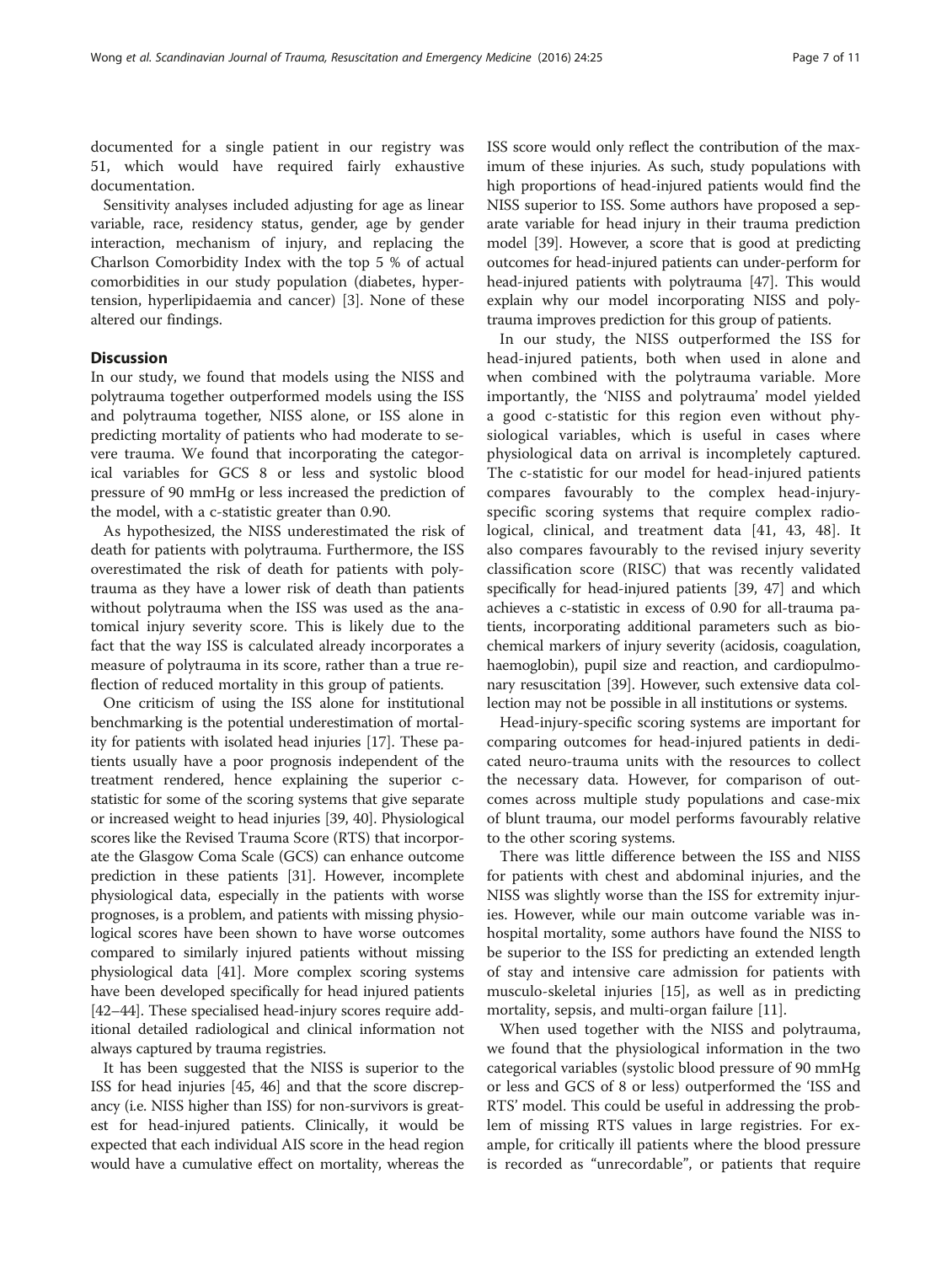documented for a single patient in our registry was 51, which would have required fairly exhaustive documentation.

Sensitivity analyses included adjusting for age as linear variable, race, residency status, gender, age by gender interaction, mechanism of injury, and replacing the Charlson Comorbidity Index with the top 5 % of actual comorbidities in our study population (diabetes, hypertension, hyperlipidaemia and cancer) [3]. None of these altered our findings.

## Discussion

In our study, we found that models using the NISS and polytrauma together outperformed models using the ISS and polytrauma together, NISS alone, or ISS alone in predicting mortality of patients who had moderate to severe trauma. We found that incorporating the categorical variables for GCS 8 or less and systolic blood pressure of 90 mmHg or less increased the prediction of the model, with a c-statistic greater than 0.90.

As hypothesized, the NISS underestimated the risk of death for patients with polytrauma. Furthermore, the ISS overestimated the risk of death for patients with polytrauma as they have a lower risk of death than patients without polytrauma when the ISS was used as the anatomical injury severity score. This is likely due to the fact that the way ISS is calculated already incorporates a measure of polytrauma in its score, rather than a true reflection of reduced mortality in this group of patients.

One criticism of using the ISS alone for institutional benchmarking is the potential underestimation of mortality for patients with isolated head injuries [17]. These patients usually have a poor prognosis independent of the treatment rendered, hence explaining the superior c-statistic for some of the scoring systems that give separate or increased weight to head injuries [39, 40]. Physiological scores like the Revised Trauma Score (RTS) that incorporate the Glasgow Coma Scale (GCS) can enhance outcome prediction in these patients [31]. However, incomplete physiological data, especially in the patients with worse prognoses, is a problem, and patients with missing physiological scores have been shown to have worse outcomes compared to similarly injured patients without missing physiological data [41]. More complex scoring systems have been developed specifically for head injured patients [42–44]. These specialised head-injury scores require additional detailed radiological and clinical information not always captured by trauma registries.

It has been suggested that the NISS is superior to the ISS for head injuries [45, 46] and that the score discrepancy (i.e. NISS higher than ISS) for non-survivors is greatest for head-injured patients. Clinically, it would be expected that each individual AIS score in the head region would have a cumulative effect on mortality, whereas the ISS score would only reflect the contribution of the maximum of these injuries. As such, study populations with high proportions of head-injured patients would find the NISS superior to ISS. Some authors have proposed a separate variable for head injury in their trauma prediction model [39]. However, a score that is good at predicting outcomes for head-injured patients can under-perform for head-injured patients with polytrauma [47]. This would explain why our model incorporating NISS and polytrauma improves prediction for this group of patients.

In our study, the NISS outperformed the ISS for head-injured patients, both when used in alone and when combined with the polytrauma variable. More importantly, the 'NISS and polytrauma' model yielded a good c-statistic for this region even without physiological variables, which is useful in cases where physiological data on arrival is incompletely captured. The c-statistic for our model for head-injured patients compares favourably to the complex head-injury-specific scoring systems that require complex radiological, clinical, and treatment data [41, 43, 48]. It also compares favourably to the revised injury severity classification score (RISC) that was recently validated specifically for head-injured patients [39, 47] and which achieves a c-statistic in excess of 0.90 for all-trauma patients, incorporating additional parameters such as biochemical markers of injury severity (acidosis, coagulation, haemoglobin), pupil size and reaction, and cardiopulmonary resuscitation [39]. However, such extensive data collection may not be possible in all institutions or systems.

Head-injury-specific scoring systems are important for comparing outcomes for head-injured patients in dedicated neuro-trauma units with the resources to collect the necessary data. However, for comparison of outcomes across multiple study populations and case-mix of blunt trauma, our model performs favourably relative to the other scoring systems.

There was little difference between the ISS and NISS for patients with chest and abdominal injuries, and the NISS was slightly worse than the ISS for extremity injuries. However, while our main outcome variable was in-hospital mortality, some authors have found the NISS to be superior to the ISS for predicting an extended length of stay and intensive care admission for patients with musculo-skeletal injuries [15], as well as in predicting mortality, sepsis, and multi-organ failure [11].

When used together with the NISS and polytrauma, we found that the physiological information in the two categorical variables (systolic blood pressure of 90 mmHg or less and GCS of 8 or less) outperformed the 'ISS and RTS' model. This could be useful in addressing the problem of missing RTS values in large registries. For example, for critically ill patients where the blood pressure is recorded as "unrecordable", or patients that require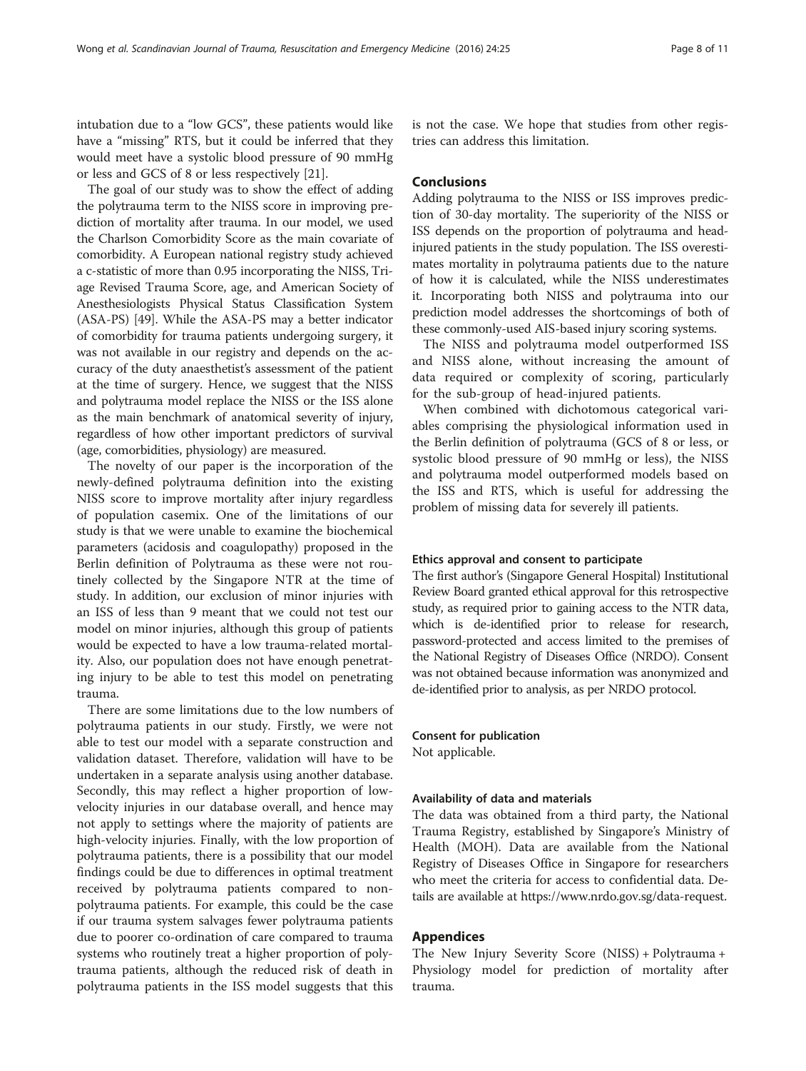intubation due to a "low GCS", these patients would like have a "missing" RTS, but it could be inferred that they would meet have a systolic blood pressure of 90 mmHg or less and GCS of 8 or less respectively [21].

The goal of our study was to show the effect of adding the polytrauma term to the NISS score in improving prediction of mortality after trauma. In our model, we used the Charlson Comorbidity Score as the main covariate of comorbidity. A European national registry study achieved a c-statistic of more than 0.95 incorporating the NISS, Triage Revised Trauma Score, age, and American Society of Anesthesiologists Physical Status Classification System (ASA-PS) [49]. While the ASA-PS may a better indicator of comorbidity for trauma patients undergoing surgery, it was not available in our registry and depends on the accuracy of the duty anaesthetist's assessment of the patient at the time of surgery. Hence, we suggest that the NISS and polytrauma model replace the NISS or the ISS alone as the main benchmark of anatomical severity of injury, regardless of how other important predictors of survival (age, comorbidities, physiology) are measured.

The novelty of our paper is the incorporation of the newly-defined polytrauma definition into the existing NISS score to improve mortality after injury regardless of population casemix. One of the limitations of our study is that we were unable to examine the biochemical parameters (acidosis and coagulopathy) proposed in the Berlin definition of Polytrauma as these were not routinely collected by the Singapore NTR at the time of study. In addition, our exclusion of minor injuries with an ISS of less than 9 meant that we could not test our model on minor injuries, although this group of patients would be expected to have a low trauma-related mortality. Also, our population does not have enough penetrating injury to be able to test this model on penetrating trauma.

There are some limitations due to the low numbers of polytrauma patients in our study. Firstly, we were not able to test our model with a separate construction and validation dataset. Therefore, validation will have to be undertaken in a separate analysis using another database. Secondly, this may reflect a higher proportion of low-velocity injuries in our database overall, and hence may not apply to settings where the majority of patients are high-velocity injuries. Finally, with the low proportion of polytrauma patients, there is a possibility that our model findings could be due to differences in optimal treatment received by polytrauma patients compared to non-polytrauma patients. For example, this could be the case if our trauma system salvages fewer polytrauma patients due to poorer co-ordination of care compared to trauma systems who routinely treat a higher proportion of polytrauma patients, although the reduced risk of death in polytrauma patients in the ISS model suggests that this is not the case. We hope that studies from other registries can address this limitation.

## Conclusions

Adding polytrauma to the NISS or ISS improves prediction of 30-day mortality. The superiority of the NISS or ISS depends on the proportion of polytrauma and head-injured patients in the study population. The ISS overestimates mortality in polytrauma patients due to the nature of how it is calculated, while the NISS underestimates it. Incorporating both NISS and polytrauma into our prediction model addresses the shortcomings of both of these commonly-used AIS-based injury scoring systems.

The NISS and polytrauma model outperformed ISS and NISS alone, without increasing the amount of data required or complexity of scoring, particularly for the sub-group of head-injured patients.

When combined with dichotomous categorical variables comprising the physiological information used in the Berlin definition of polytrauma (GCS of 8 or less, or systolic blood pressure of 90 mmHg or less), the NISS and polytrauma model outperformed models based on the ISS and RTS, which is useful for addressing the problem of missing data for severely ill patients.

#### Ethics approval and consent to participate

The first author's (Singapore General Hospital) Institutional Review Board granted ethical approval for this retrospective study, as required prior to gaining access to the NTR data, which is de-identified prior to release for research, password-protected and access limited to the premises of the National Registry of Diseases Office (NRDO). Consent was not obtained because information was anonymized and de-identified prior to analysis, as per NRDO protocol.

#### Consent for publication

Not applicable.

#### Availability of data and materials

The data was obtained from a third party, the National Trauma Registry, established by Singapore's Ministry of Health (MOH). Data are available from the National Registry of Diseases Office in Singapore for researchers who meet the criteria for access to confidential data. Details are available at https://www.nrdo.gov.sg/data-request.

## Appendices

The New Injury Severity Score (NISS) + Polytrauma + Physiology model for prediction of mortality after trauma.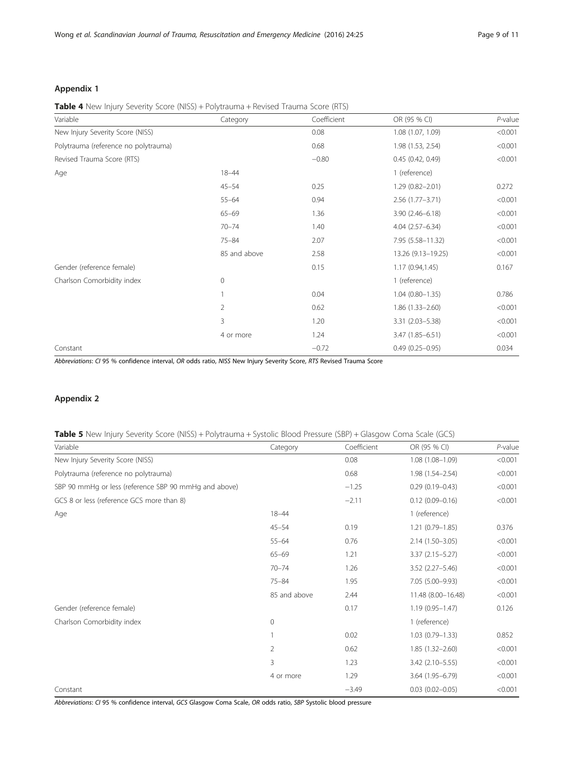## Appendix 1

**Table 4** New Injury Severity Score (NISS) + Polytrauma + Revised Trauma Score (RTS)

| Variable | Category | Coefficient | OR (95 % CI) | *P*-value |
|---|---|---|---|---|
| New Injury Severity Score (NISS) | | 0.08 | 1.08 (1.07, 1.09) | <0.001 |
| Polytrauma (reference no polytrauma) | | 0.68 | 1.98 (1.53, 2.54) | <0.001 |
| Revised Trauma Score (RTS) | | −0.80 | 0.45 (0.42, 0.49) | <0.001 |
| Age | 18–44 | | 1 (reference) | |
| | 45–54 | 0.25 | 1.29 (0.82–2.01) | 0.272 |
| | 55–64 | 0.94 | 2.56 (1.77–3.71) | <0.001 |
| | 65–69 | 1.36 | 3.90 (2.46–6.18) | <0.001 |
| | 70–74 | 1.40 | 4.04 (2.57–6.34) | <0.001 |
| | 75–84 | 2.07 | 7.95 (5.58–11.32) | <0.001 |
| | 85 and above | 2.58 | 13.26 (9.13–19.25) | <0.001 |
| Gender (reference female) | | 0.15 | 1.17 (0.94,1.45) | 0.167 |
| Charlson Comorbidity index | 0 | | 1 (reference) | |
| | 1 | 0.04 | 1.04 (0.80–1.35) | 0.786 |
| | 2 | 0.62 | 1.86 (1.33–2.60) | <0.001 |
| | 3 | 1.20 | 3.31 (2.03–5.38) | <0.001 |
| | 4 or more | 1.24 | 3.47 (1.85–6.51) | <0.001 |
| Constant | | −0.72 | 0.49 (0.25–0.95) | 0.034 |

*Abbreviations*: *CI* 95 % confidence interval, *OR* odds ratio, *NISS* New Injury Severity Score, *RTS* Revised Trauma Score

## Appendix 2

**Table 5** New Injury Severity Score (NISS) + Polytrauma + Systolic Blood Pressure (SBP) + Glasgow Coma Scale (GCS)

| Variable | Category | Coefficient | OR (95 % CI) | *P*-value |
|---|---|---|---|---|
| New Injury Severity Score (NISS) | | 0.08 | 1.08 (1.08–1.09) | <0.001 |
| Polytrauma (reference no polytrauma) | | 0.68 | 1.98 (1.54–2.54) | <0.001 |
| SBP 90 mmHg or less (reference SBP 90 mmHg and above) | | −1.25 | 0.29 (0.19–0.43) | <0.001 |
| GCS 8 or less (reference GCS more than 8) | | −2.11 | 0.12 (0.09–0.16) | <0.001 |
| Age | 18–44 | | 1 (reference) | |
| | 45–54 | 0.19 | 1.21 (0.79–1.85) | 0.376 |
| | 55–64 | 0.76 | 2.14 (1.50–3.05) | <0.001 |
| | 65–69 | 1.21 | 3.37 (2.15–5.27) | <0.001 |
| | 70–74 | 1.26 | 3.52 (2.27–5.46) | <0.001 |
| | 75–84 | 1.95 | 7.05 (5.00–9.93) | <0.001 |
| | 85 and above | 2.44 | 11.48 (8.00–16.48) | <0.001 |
| Gender (reference female) | | 0.17 | 1.19 (0.95–1.47) | 0.126 |
| Charlson Comorbidity index | 0 | | 1 (reference) | |
| | 1 | 0.02 | 1.03 (0.79–1.33) | 0.852 |
| | 2 | 0.62 | 1.85 (1.32–2.60) | <0.001 |
| | 3 | 1.23 | 3.42 (2.10–5.55) | <0.001 |
| | 4 or more | 1.29 | 3.64 (1.95–6.79) | <0.001 |
| Constant | | −3.49 | 0.03 (0.02–0.05) | <0.001 |

*Abbreviations*: *CI* 95 % confidence interval, *GCS* Glasgow Coma Scale, *OR* odds ratio, *SBP* Systolic blood pressure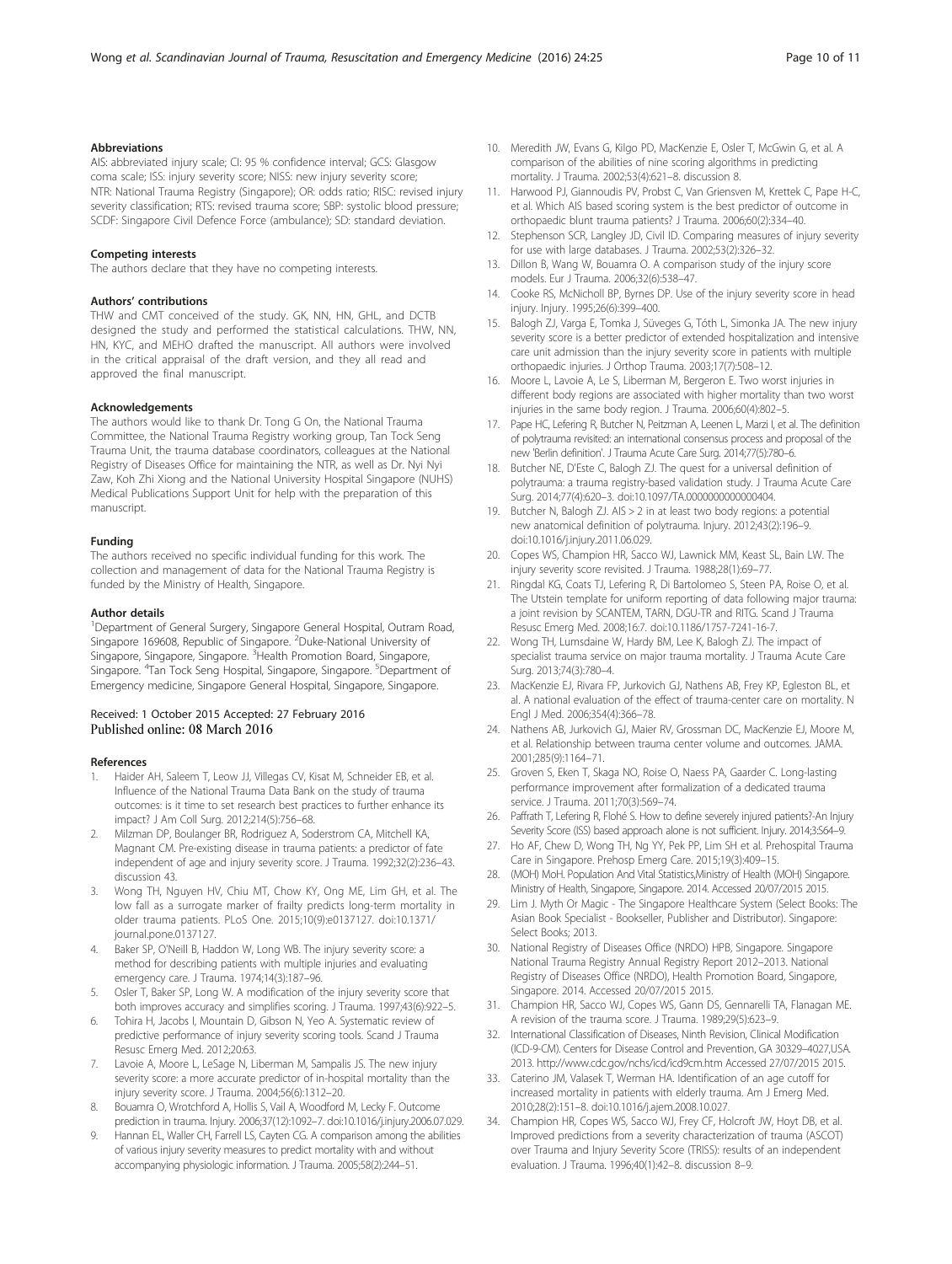### Abbreviations

AIS: abbreviated injury scale; CI: 95 % confidence interval; GCS: Glasgow coma scale; ISS: injury severity score; NISS: new injury severity score; NTR: National Trauma Registry (Singapore); OR: odds ratio; RISC: revised injury severity classification; RTS: revised trauma score; SBP: systolic blood pressure; SCDF: Singapore Civil Defence Force (ambulance); SD: standard deviation.

### Competing interests

The authors declare that they have no competing interests.

### Authors' contributions

THW and CMT conceived of the study. GK, NN, HN, GHL, and DCTB designed the study and performed the statistical calculations. THW, NN, HN, KYC, and MEHO drafted the manuscript. All authors were involved in the critical appraisal of the draft version, and they all read and approved the final manuscript.

### Acknowledgements

The authors would like to thank Dr. Tong G On, the National Trauma Committee, the National Trauma Registry working group, Tan Tock Seng Trauma Unit, the trauma database coordinators, colleagues at the National Registry of Diseases Office for maintaining the NTR, as well as Dr. Nyi Nyi Zaw, Koh Zhi Xiong and the National University Hospital Singapore (NUHS) Medical Publications Support Unit for help with the preparation of this manuscript.

### Funding

The authors received no specific individual funding for this work. The collection and management of data for the National Trauma Registry is funded by the Ministry of Health, Singapore.

### Author details

[1]Department of General Surgery, Singapore General Hospital, Outram Road, Singapore 169608, Republic of Singapore. [2]Duke-National University of Singapore, Singapore, Singapore. [3]Health Promotion Board, Singapore, Singapore. [4]Tan Tock Seng Hospital, Singapore, Singapore. [5]Department of Emergency medicine, Singapore General Hospital, Singapore, Singapore.

Received: 1 October 2015 Accepted: 27 February 2016
Published online: 08 March 2016

### References

1. Haider AH, Saleem T, Leow JJ, Villegas CV, Kisat M, Schneider EB, et al. Influence of the National Trauma Data Bank on the study of trauma outcomes: is it time to set research best practices to further enhance its impact? J Am Coll Surg. 2012;214(5):756–68.
2. Milzman DP, Boulanger BR, Rodriguez A, Soderstrom CA, Mitchell KA, Magnant CM. Pre-existing disease in trauma patients: a predictor of fate independent of age and injury severity score. J Trauma. 1992;32(2):236–43. discussion 43.
3. Wong TH, Nguyen HV, Chiu MT, Chow KY, Ong ME, Lim GH, et al. The low fall as a surrogate marker of frailty predicts long-term mortality in older trauma patients. PLoS One. 2015;10(9):e0137127. doi:10.1371/journal.pone.0137127.
4. Baker SP, O'Neill B, Haddon W, Long WB. The injury severity score: a method for describing patients with multiple injuries and evaluating emergency care. J Trauma. 1974;14(3):187–96.
5. Osler T, Baker SP, Long W. A modification of the injury severity score that both improves accuracy and simplifies scoring. J Trauma. 1997;43(6):922–5.
6. Tohira H, Jacobs I, Mountain D, Gibson N, Yeo A. Systematic review of predictive performance of injury severity scoring tools. Scand J Trauma Resusc Emerg Med. 2012;20:63.
7. Lavoie A, Moore L, LeSage N, Liberman M, Sampalis JS. The new injury severity score: a more accurate predictor of in-hospital mortality than the injury severity score. J Trauma. 2004;56(6):1312–20.
8. Bouamra O, Wrotchford A, Hollis S, Vail A, Woodford M, Lecky F. Outcome prediction in trauma. Injury. 2006;37(12):1092–7. doi:10.1016/j.injury.2006.07.029.
9. Hannan EL, Waller CH, Farrell LS, Cayten CG. A comparison among the abilities of various injury severity measures to predict mortality with and without accompanying physiologic information. J Trauma. 2005;58(2):244–51.
10. Meredith JW, Evans G, Kilgo PD, MacKenzie E, Osler T, McGwin G, et al. A comparison of the abilities of nine scoring algorithms in predicting mortality. J Trauma. 2002;53(4):621–8. discussion 8.
11. Harwood PJ, Giannoudis PV, Probst C, Van Griensven M, Krettek C, Pape H-C, et al. Which AIS based scoring system is the best predictor of outcome in orthopaedic blunt trauma patients? J Trauma. 2006;60(2):334–40.
12. Stephenson SCR, Langley JD, Civil ID. Comparing measures of injury severity for use with large databases. J Trauma. 2002;53(2):326–32.
13. Dillon B, Wang W, Bouamra O. A comparison study of the injury score models. Eur J Trauma. 2006;32(6):538–47.
14. Cooke RS, McNicholl BP, Byrnes DP. Use of the injury severity score in head injury. Injury. 1995;26(6):399–400.
15. Balogh ZJ, Varga E, Tomka J, Süveges G, Tóth L, Simonka JA. The new injury severity score is a better predictor of extended hospitalization and intensive care unit admission than the injury severity score in patients with multiple orthopaedic injuries. J Orthop Trauma. 2003;17(7):508–12.
16. Moore L, Lavoie A, Le S, Liberman M, Bergeron E. Two worst injuries in different body regions are associated with higher mortality than two worst injuries in the same body region. J Trauma. 2006;60(4):802–5.
17. Pape HC, Lefering R, Butcher N, Peitzman A, Leenen L, Marzi I, et al. The definition of polytrauma revisited: an international consensus process and proposal of the new 'Berlin definition'. J Trauma Acute Care Surg. 2014;77(5):780–6.
18. Butcher NE, D'Este C, Balogh ZJ. The quest for a universal definition of polytrauma: a trauma registry-based validation study. J Trauma Acute Care Surg. 2014;77(4):620–3. doi:10.1097/TA.0000000000000404.
19. Butcher N, Balogh ZJ. AIS > 2 in at least two body regions: a potential new anatomical definition of polytrauma. Injury. 2012;43(2):196–9. doi:10.1016/j.injury.2011.06.029.
20. Copes WS, Champion HR, Sacco WJ, Lawnick MM, Keast SL, Bain LW. The injury severity score revisited. J Trauma. 1988;28(1):69–77.
21. Ringdal KG, Coats TJ, Lefering R, Di Bartolomeo S, Steen PA, Roise O, et al. The Utstein template for uniform reporting of data following major trauma: a joint revision by SCANTEM, TARN, DGU-TR and RITG. Scand J Trauma Resusc Emerg Med. 2008;16:7. doi:10.1186/1757-7241-16-7.
22. Wong TH, Lumsdaine W, Hardy BM, Lee K, Balogh ZJ. The impact of specialist trauma service on major trauma mortality. J Trauma Acute Care Surg. 2013;74(3):780–4.
23. MacKenzie EJ, Rivara FP, Jurkovich GJ, Nathens AB, Frey KP, Egleston BL, et al. A national evaluation of the effect of trauma-center care on mortality. N Engl J Med. 2006;354(4):366–78.
24. Nathens AB, Jurkovich GJ, Maier RV, Grossman DC, MacKenzie EJ, Moore M, et al. Relationship between trauma center volume and outcomes. JAMA. 2001;285(9):1164–71.
25. Groven S, Eken T, Skaga NO, Roise O, Naess PA, Gaarder C. Long-lasting performance improvement after formalization of a dedicated trauma service. J Trauma. 2011;70(3):569–74.
26. Paffrath T, Lefering R, Flohé S. How to define severely injured patients?-An Injury Severity Score (ISS) based approach alone is not sufficient. Injury. 2014;3:S64–9.
27. Ho AF, Chew D, Wong TH, Ng YY, Pek PP, Lim SH et al. Prehospital Trauma Care in Singapore. Prehosp Emerg Care. 2015;19(3):409–15.
28. (MOH) MoH. Population And Vital Statistics,Ministry of Health (MOH) Singapore. Ministry of Health, Singapore, Singapore. 2014. Accessed 20/07/2015 2015.
29. Lim J. Myth Or Magic - The Singapore Healthcare System (Select Books: The Asian Book Specialist - Bookseller, Publisher and Distributor). Singapore: Select Books; 2013.
30. National Registry of Diseases Office (NRDO) HPB, Singapore. Singapore National Trauma Registry Annual Registry Report 2012–2013. National Registry of Diseases Office (NRDO), Health Promotion Board, Singapore, Singapore. 2014. Accessed 20/07/2015 2015.
31. Champion HR, Sacco WJ, Copes WS, Gann DS, Gennarelli TA, Flanagan ME. A revision of the trauma score. J Trauma. 1989;29(5):623–9.
32. International Classification of Diseases, Ninth Revision, Clinical Modification (ICD-9-CM). Centers for Disease Control and Prevention, GA 30329–4027,USA. 2013. http://www.cdc.gov/nchs/icd/icd9cm.htm Accessed 27/07/2015 2015.
33. Caterino JM, Valasek T, Werman HA. Identification of an age cutoff for increased mortality in patients with elderly trauma. Am J Emerg Med. 2010;28(2):151–8. doi:10.1016/j.ajem.2008.10.027.
34. Champion HR, Copes WS, Sacco WJ, Frey CF, Holcroft JW, Hoyt DB, et al. Improved predictions from a severity characterization of trauma (ASCOT) over Trauma and Injury Severity Score (TRISS): results of an independent evaluation. J Trauma. 1996;40(1):42–8. discussion 8–9.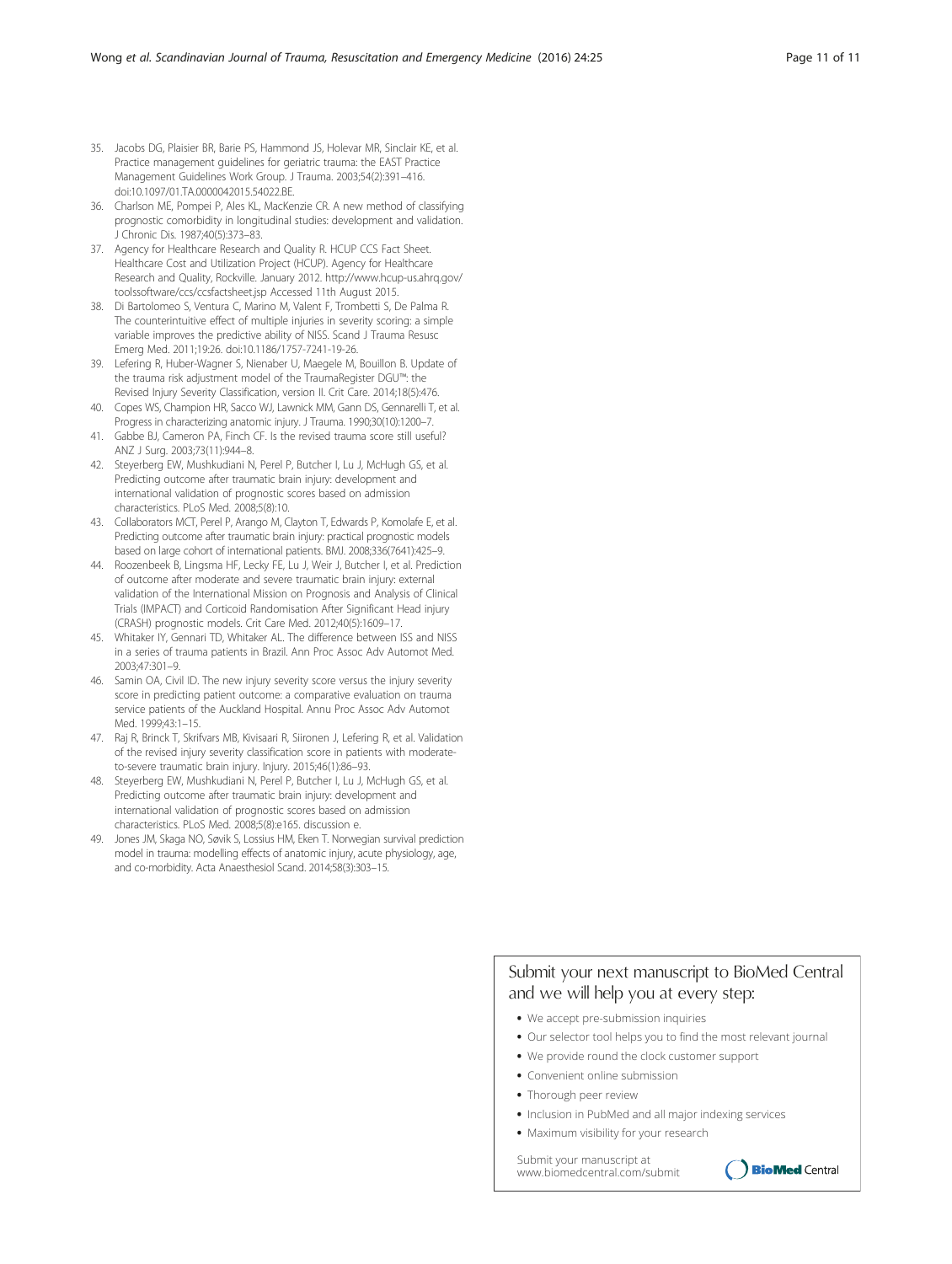35. Jacobs DG, Plaisier BR, Barie PS, Hammond JS, Holevar MR, Sinclair KE, et al. Practice management guidelines for geriatric trauma: the EAST Practice Management Guidelines Work Group. J Trauma. 2003;54(2):391–416. doi:10.1097/01.TA.0000042015.54022.BE.
36. Charlson ME, Pompei P, Ales KL, MacKenzie CR. A new method of classifying prognostic comorbidity in longitudinal studies: development and validation. J Chronic Dis. 1987;40(5):373–83.
37. Agency for Healthcare Research and Quality R. HCUP CCS Fact Sheet. Healthcare Cost and Utilization Project (HCUP). Agency for Healthcare Research and Quality, Rockville. January 2012. http://www.hcup-us.ahrq.gov/toolssoftware/ccs/ccsfactsheet.jsp Accessed 11th August 2015.
38. Di Bartolomeo S, Ventura C, Marino M, Valent F, Trombetti S, De Palma R. The counterintuitive effect of multiple injuries in severity scoring: a simple variable improves the predictive ability of NISS. Scand J Trauma Resusc Emerg Med. 2011;19:26. doi:10.1186/1757-7241-19-26.
39. Lefering R, Huber-Wagner S, Nienaber U, Maegele M, Bouillon B. Update of the trauma risk adjustment model of the TraumaRegister DGU™: the Revised Injury Severity Classification, version II. Crit Care. 2014;18(5):476.
40. Copes WS, Champion HR, Sacco WJ, Lawnick MM, Gann DS, Gennarelli T, et al. Progress in characterizing anatomic injury. J Trauma. 1990;30(10):1200–7.
41. Gabbe BJ, Cameron PA, Finch CF. Is the revised trauma score still useful? ANZ J Surg. 2003;73(11):944–8.
42. Steyerberg EW, Mushkudiani N, Perel P, Butcher I, Lu J, McHugh GS, et al. Predicting outcome after traumatic brain injury: development and international validation of prognostic scores based on admission characteristics. PLoS Med. 2008;5(8):10.
43. Collaborators MCT, Perel P, Arango M, Clayton T, Edwards P, Komolafe E, et al. Predicting outcome after traumatic brain injury: practical prognostic models based on large cohort of international patients. BMJ. 2008;336(7641):425–9.
44. Roozenbeek B, Lingsma HF, Lecky FE, Lu J, Weir J, Butcher I, et al. Prediction of outcome after moderate and severe traumatic brain injury: external validation of the International Mission on Prognosis and Analysis of Clinical Trials (IMPACT) and Corticoid Randomisation After Significant Head injury (CRASH) prognostic models. Crit Care Med. 2012;40(5):1609–17.
45. Whitaker IY, Gennari TD, Whitaker AL. The difference between ISS and NISS in a series of trauma patients in Brazil. Ann Proc Assoc Adv Automot Med. 2003;47:301–9.
46. Samin OA, Civil ID. The new injury severity score versus the injury severity score in predicting patient outcome: a comparative evaluation on trauma service patients of the Auckland Hospital. Annu Proc Assoc Adv Automot Med. 1999;43:1–15.
47. Raj R, Brinck T, Skrifvars MB, Kivisaari R, Siironen J, Lefering R, et al. Validation of the revised injury severity classification score in patients with moderate-to-severe traumatic brain injury. Injury. 2015;46(1):86–93.
48. Steyerberg EW, Mushkudiani N, Perel P, Butcher I, Lu J, McHugh GS, et al. Predicting outcome after traumatic brain injury: development and international validation of prognostic scores based on admission characteristics. PLoS Med. 2008;5(8):e165. discussion e.
49. Jones JM, Skaga NO, Søvik S, Lossius HM, Eken T. Norwegian survival prediction model in trauma: modelling effects of anatomic injury, acute physiology, age, and co-morbidity. Acta Anaesthesiol Scand. 2014;58(3):303–15.

Submit your next manuscript to BioMed Central and we will help you at every step:

- We accept pre-submission inquiries
- Our selector tool helps you to find the most relevant journal
- We provide round the clock customer support
- Convenient online submission
- Thorough peer review
- Inclusion in PubMed and all major indexing services
- Maximum visibility for your research

Submit your manuscript at www.biomedcentral.com/submit

BioMed Central